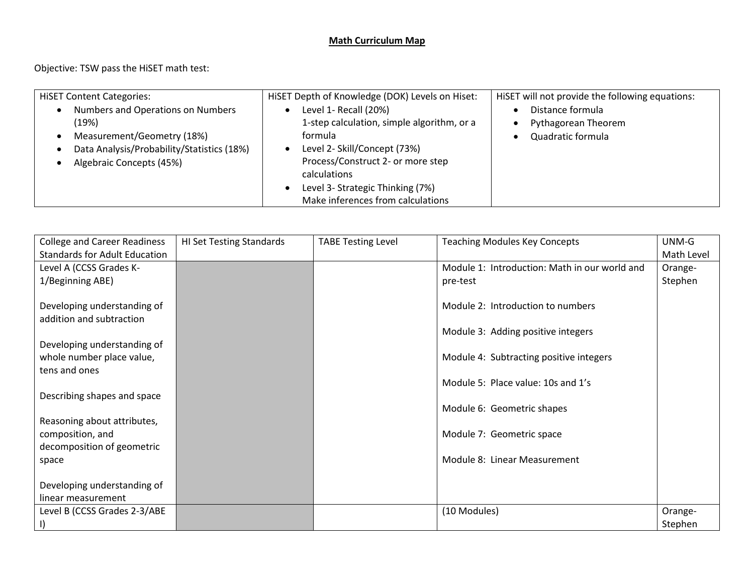# Math Curriculum Map

Objective: TSW pass the HiSET math test:

| HiSET Content Categories: | HiSET Depth of Knowledge (DOK) Levels on Hiset: | HiSET will not provide the following equations: |
|---|---|---|
| • Numbers and Operations on Numbers (19%)<br>• Measurement/Geometry (18%)<br>• Data Analysis/Probability/Statistics (18%)<br>• Algebraic Concepts (45%) | • Level 1- Recall (20%)<br>1-step calculation, simple algorithm, or a formula<br>• Level 2- Skill/Concept (73%)<br>Process/Construct 2- or more step calculations<br>• Level 3- Strategic Thinking (7%)<br>Make inferences from calculations | • Distance formula<br>• Pythagorean Theorem<br>• Quadratic formula |

| College and Career Readiness Standards for Adult Education | HI Set Testing Standards | TABE Testing Level | Teaching Modules Key Concepts | UNM-G Math Level |
|---|---|---|---|---|
| Level A (CCSS Grades K-1/Beginning ABE)<br><br>Developing understanding of addition and subtraction<br><br>Developing understanding of whole number place value, tens and ones<br><br>Describing shapes and space<br><br>Reasoning about attributes, composition, and decomposition of geometric space<br><br>Developing understanding of linear measurement | | | Module 1: Introduction: Math in our world and pre-test<br><br>Module 2: Introduction to numbers<br><br>Module 3: Adding positive integers<br><br>Module 4: Subtracting positive integers<br><br>Module 5: Place value: 10s and 1's<br><br>Module 6: Geometric shapes<br><br>Module 7: Geometric space<br><br>Module 8: Linear Measurement | Orange-Stephen |
| Level B (CCSS Grades 2-3/ABE I) | | | (10 Modules) | Orange-Stephen |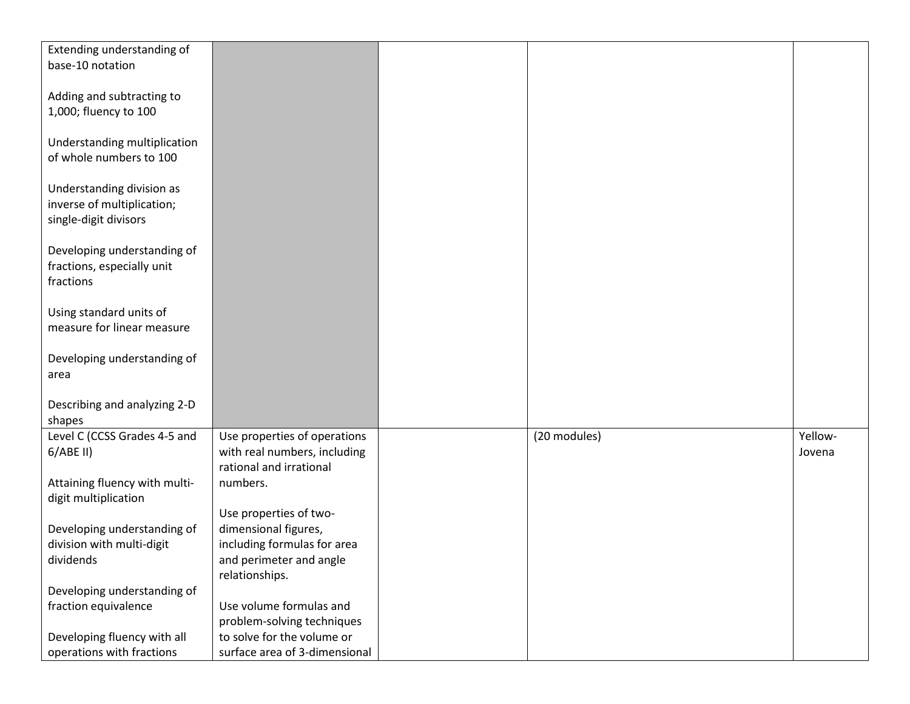| | | | | |
|---|---|---|---|---|
| Extending understanding of base-10 notation<br><br>Adding and subtracting to 1,000; fluency to 100<br><br>Understanding multiplication of whole numbers to 100<br><br>Understanding division as inverse of multiplication; single-digit divisors<br><br>Developing understanding of fractions, especially unit fractions<br><br>Using standard units of measure for linear measure<br><br>Developing understanding of area<br><br>Describing and analyzing 2-D shapes | | | | |
| Level C (CCSS Grades 4-5 and 6/ABE II)<br><br>Attaining fluency with multi-digit multiplication<br><br>Developing understanding of division with multi-digit dividends<br><br>Developing understanding of fraction equivalence<br><br>Developing fluency with all operations with fractions | Use properties of operations with real numbers, including rational and irrational numbers.<br><br>Use properties of two-dimensional figures, including formulas for area and perimeter and angle relationships.<br><br>Use volume formulas and problem-solving techniques to solve for the volume or surface area of 3-dimensional | | (20 modules) | Yellow-Jovena |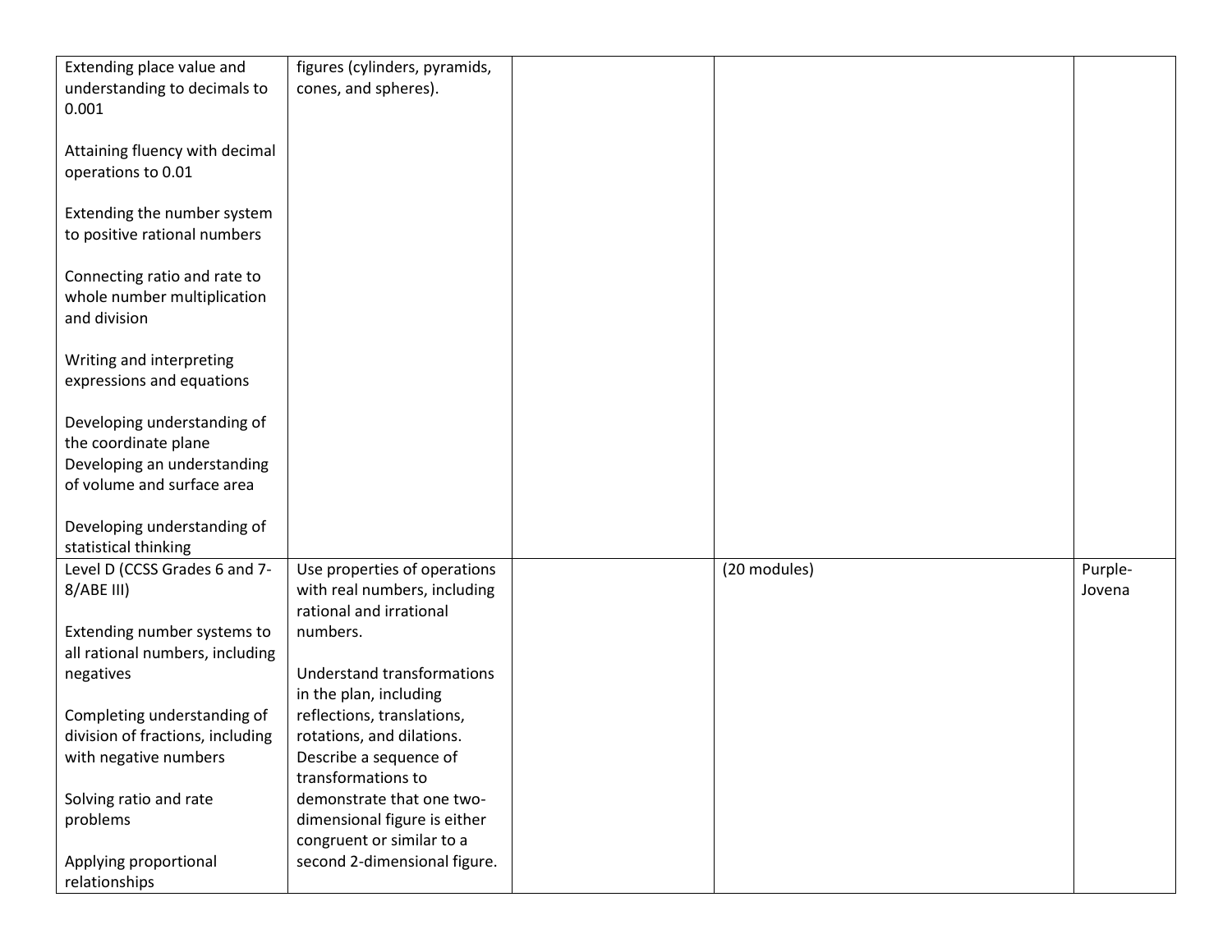| | | | | |
|---|---|---|---|---|
| Extending place value and understanding to decimals to 0.001<br><br>Attaining fluency with decimal operations to 0.01<br><br>Extending the number system to positive rational numbers<br><br>Connecting ratio and rate to whole number multiplication and division<br><br>Writing and interpreting expressions and equations<br><br>Developing understanding of the coordinate plane<br>Developing an understanding of volume and surface area<br><br>Developing understanding of statistical thinking | figures (cylinders, pyramids, cones, and spheres). | | | |
| Level D (CCSS Grades 6 and 7-8/ABE III)<br><br>Extending number systems to all rational numbers, including negatives<br><br>Completing understanding of division of fractions, including with negative numbers<br><br>Solving ratio and rate problems<br><br>Applying proportional relationships | Use properties of operations with real numbers, including rational and irrational numbers.<br><br>Understand transformations in the plan, including reflections, translations, rotations, and dilations. Describe a sequence of transformations to demonstrate that one two-dimensional figure is either congruent or similar to a second 2-dimensional figure. | | (20 modules) | Purple-Jovena |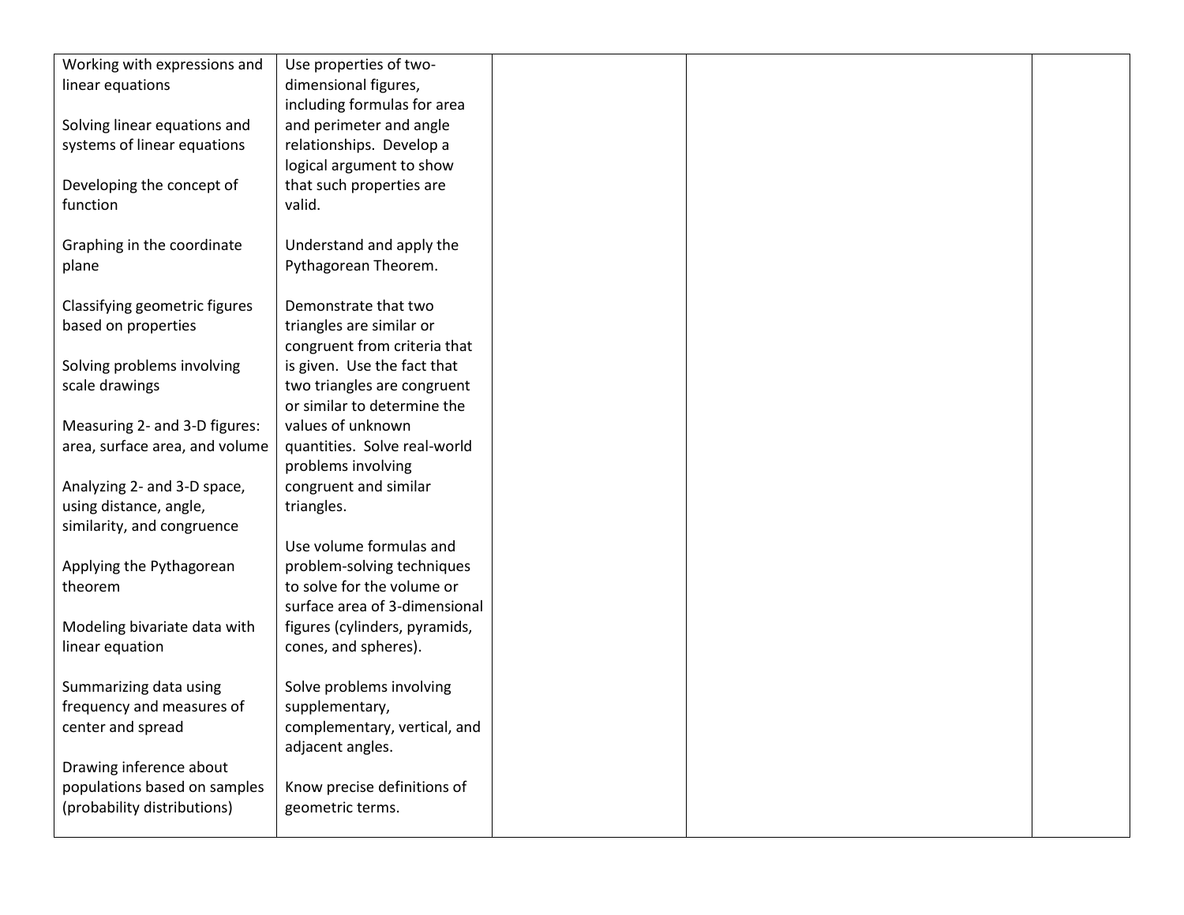| | | | | |
|---|---|---|---|---|
| Working with expressions and linear equations<br><br>Solving linear equations and systems of linear equations<br><br>Developing the concept of function<br><br>Graphing in the coordinate plane<br><br>Classifying geometric figures based on properties<br><br>Solving problems involving scale drawings<br><br>Measuring 2- and 3-D figures: area, surface area, and volume<br><br>Analyzing 2- and 3-D space, using distance, angle, similarity, and congruence<br><br>Applying the Pythagorean theorem<br><br>Modeling bivariate data with linear equation<br><br>Summarizing data using frequency and measures of center and spread<br><br>Drawing inference about populations based on samples (probability distributions) | Use properties of two-dimensional figures, including formulas for area and perimeter and angle relationships. Develop a logical argument to show that such properties are valid.<br><br>Understand and apply the Pythagorean Theorem.<br><br>Demonstrate that two triangles are similar or congruent from criteria that is given. Use the fact that two triangles are congruent or similar to determine the values of unknown quantities. Solve real-world problems involving congruent and similar triangles.<br><br>Use volume formulas and problem-solving techniques to solve for the volume or surface area of 3-dimensional figures (cylinders, pyramids, cones, and spheres).<br><br>Solve problems involving supplementary, complementary, vertical, and adjacent angles.<br><br>Know precise definitions of geometric terms. | | | |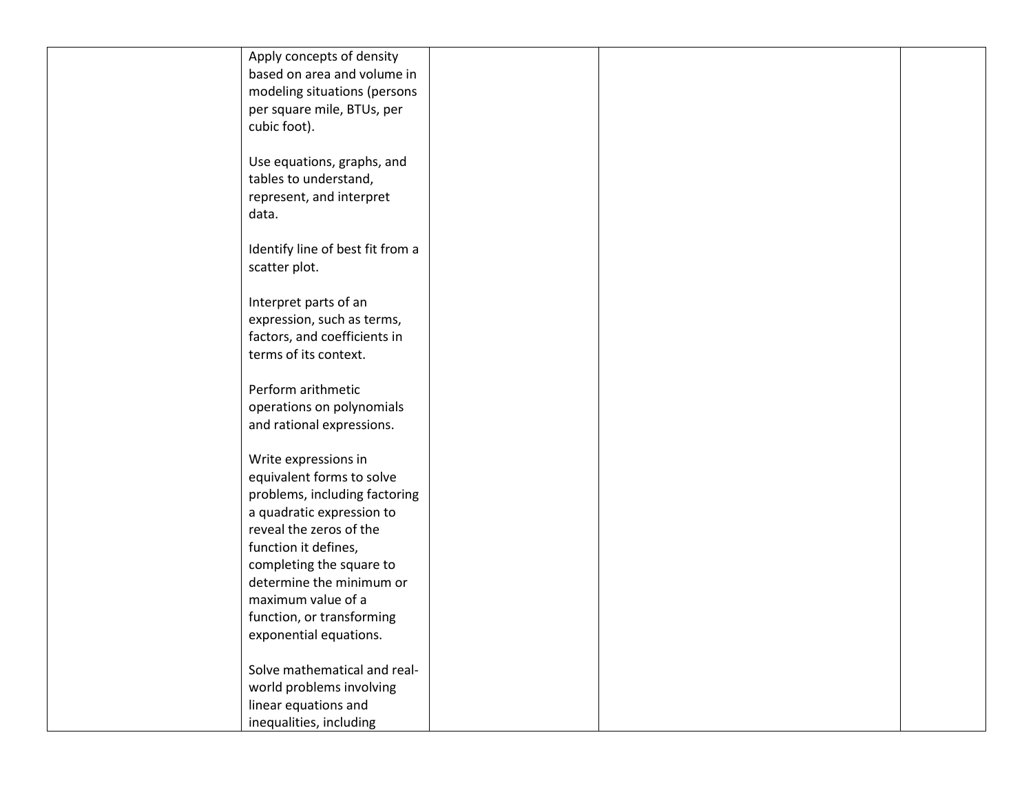| | | | | |
|---|---|---|---|---|
| | Apply concepts of density based on area and volume in modeling situations (persons per square mile, BTUs, per cubic foot).<br><br>Use equations, graphs, and tables to understand, represent, and interpret data.<br><br>Identify line of best fit from a scatter plot.<br><br>Interpret parts of an expression, such as terms, factors, and coefficients in terms of its context.<br><br>Perform arithmetic operations on polynomials and rational expressions.<br><br>Write expressions in equivalent forms to solve problems, including factoring a quadratic expression to reveal the zeros of the function it defines, completing the square to determine the minimum or maximum value of a function, or transforming exponential equations.<br><br>Solve mathematical and real-world problems involving linear equations and inequalities, including | | | |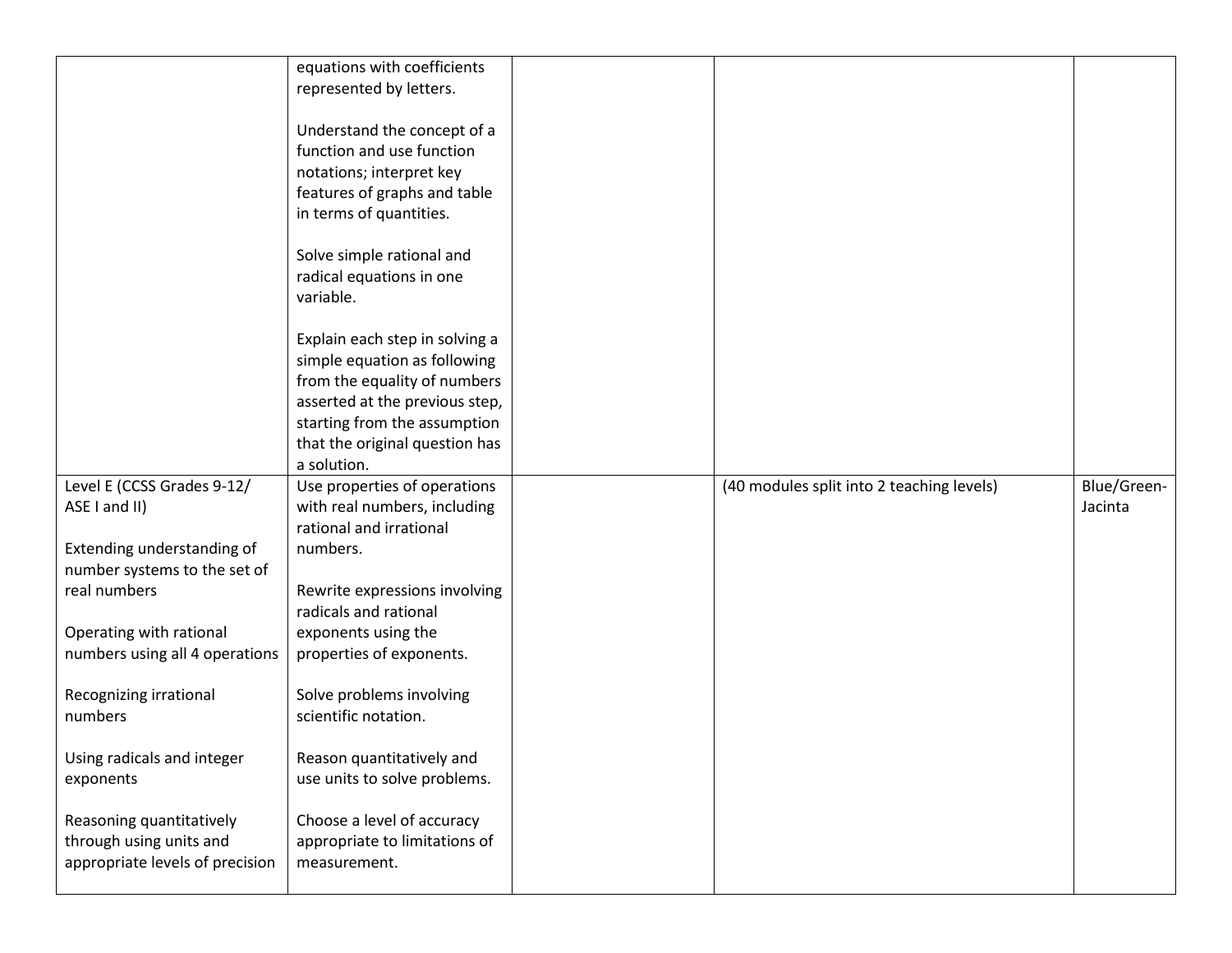| | | | | |
|---|---|---|---|---|
| | equations with coefficients represented by letters.<br><br>Understand the concept of a function and use function notations; interpret key features of graphs and table in terms of quantities.<br><br>Solve simple rational and radical equations in one variable.<br><br>Explain each step in solving a simple equation as following from the equality of numbers asserted at the previous step, starting from the assumption that the original question has a solution. | | | |
| Level E (CCSS Grades 9-12/ ASE I and II)<br><br>Extending understanding of number systems to the set of real numbers<br><br>Operating with rational numbers using all 4 operations<br><br>Recognizing irrational numbers<br><br>Using radicals and integer exponents<br><br>Reasoning quantitatively through using units and appropriate levels of precision | Use properties of operations with real numbers, including rational and irrational numbers.<br><br>Rewrite expressions involving radicals and rational exponents using the properties of exponents.<br><br>Solve problems involving scientific notation.<br><br>Reason quantitatively and use units to solve problems.<br><br>Choose a level of accuracy appropriate to limitations of measurement. | | (40 modules split into 2 teaching levels) | Blue/Green-Jacinta |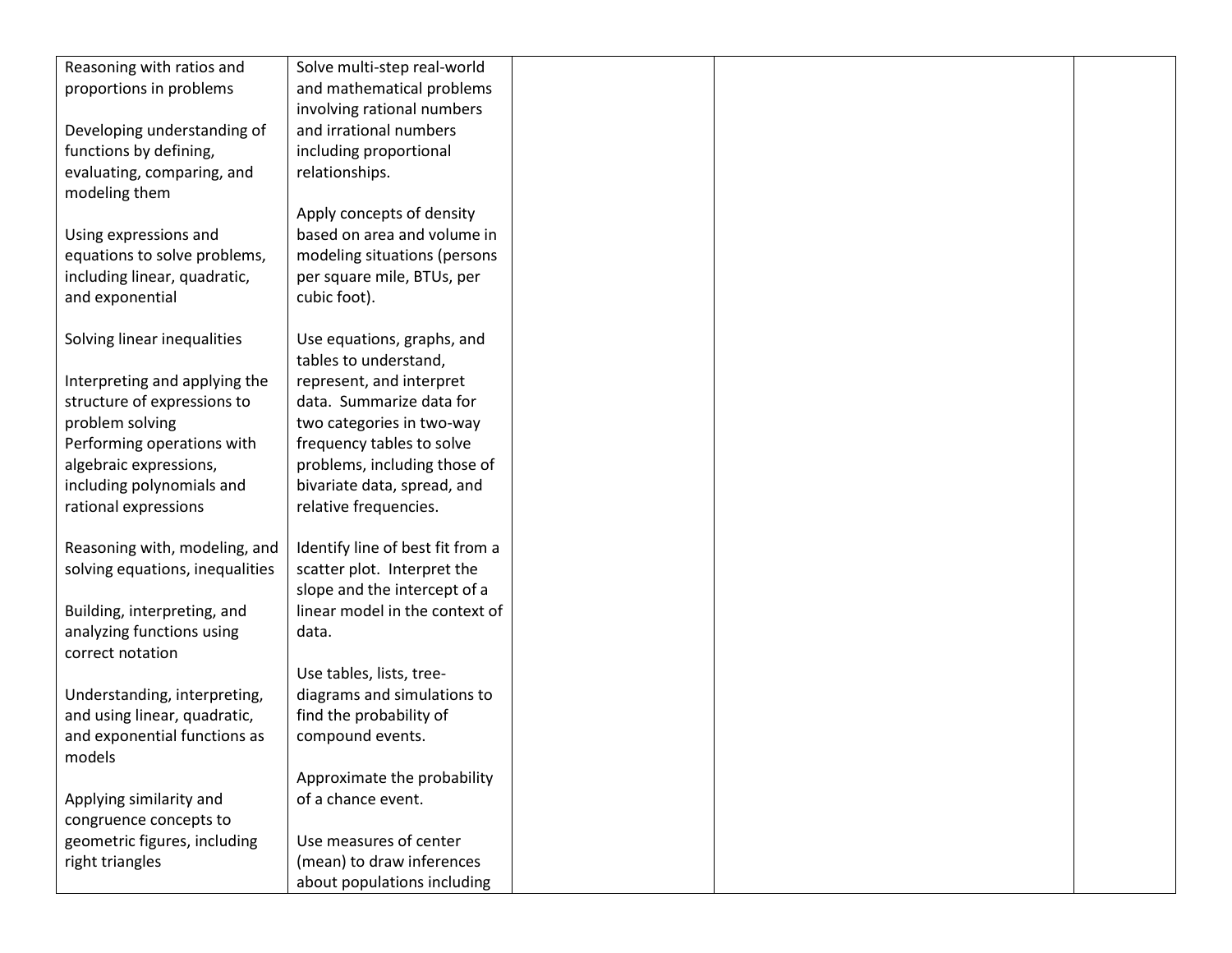| | | | | |
|---|---|---|---|---|
| Reasoning with ratios and proportions in problems<br><br>Developing understanding of functions by defining, evaluating, comparing, and modeling them<br><br>Using expressions and equations to solve problems, including linear, quadratic, and exponential<br><br>Solving linear inequalities<br><br>Interpreting and applying the structure of expressions to problem solving<br>Performing operations with algebraic expressions, including polynomials and rational expressions<br><br>Reasoning with, modeling, and solving equations, inequalities<br><br>Building, interpreting, and analyzing functions using correct notation<br><br>Understanding, interpreting, and using linear, quadratic, and exponential functions as models<br><br>Applying similarity and congruence concepts to geometric figures, including right triangles | Solve multi-step real-world and mathematical problems involving rational numbers and irrational numbers including proportional relationships.<br><br>Apply concepts of density based on area and volume in modeling situations (persons per square mile, BTUs, per cubic foot).<br><br>Use equations, graphs, and tables to understand, represent, and interpret data. Summarize data for two categories in two-way frequency tables to solve problems, including those of bivariate data, spread, and relative frequencies.<br><br>Identify line of best fit from a scatter plot. Interpret the slope and the intercept of a linear model in the context of data.<br><br>Use tables, lists, tree-diagrams and simulations to find the probability of compound events.<br><br>Approximate the probability of a chance event.<br><br>Use measures of center (mean) to draw inferences about populations including | | | |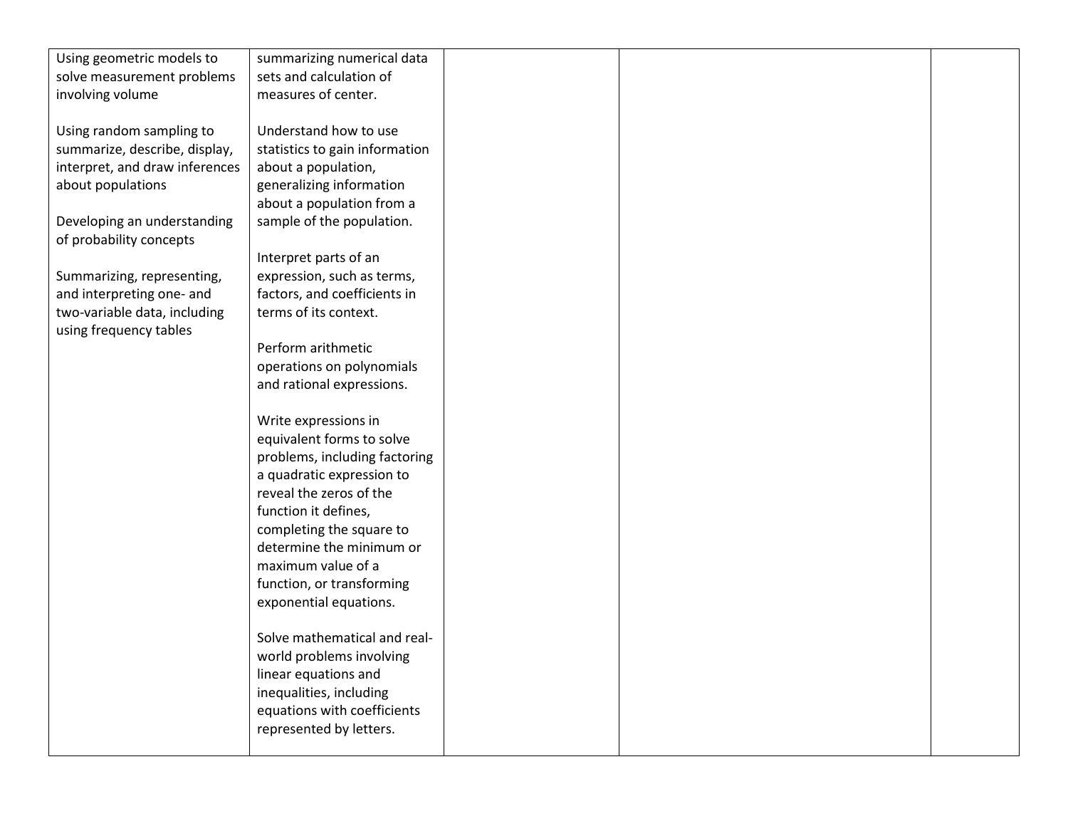| | | | | |
|---|---|---|---|---|
| Using geometric models to solve measurement problems involving volume<br><br>Using random sampling to summarize, describe, display, interpret, and draw inferences about populations<br><br>Developing an understanding of probability concepts<br><br>Summarizing, representing, and interpreting one- and two-variable data, including using frequency tables | summarizing numerical data sets and calculation of measures of center.<br><br>Understand how to use statistics to gain information about a population, generalizing information about a population from a sample of the population.<br><br>Interpret parts of an expression, such as terms, factors, and coefficients in terms of its context.<br><br>Perform arithmetic operations on polynomials and rational expressions.<br><br>Write expressions in equivalent forms to solve problems, including factoring a quadratic expression to reveal the zeros of the function it defines, completing the square to determine the minimum or maximum value of a function, or transforming exponential equations.<br><br>Solve mathematical and real-world problems involving linear equations and inequalities, including equations with coefficients represented by letters. | | | |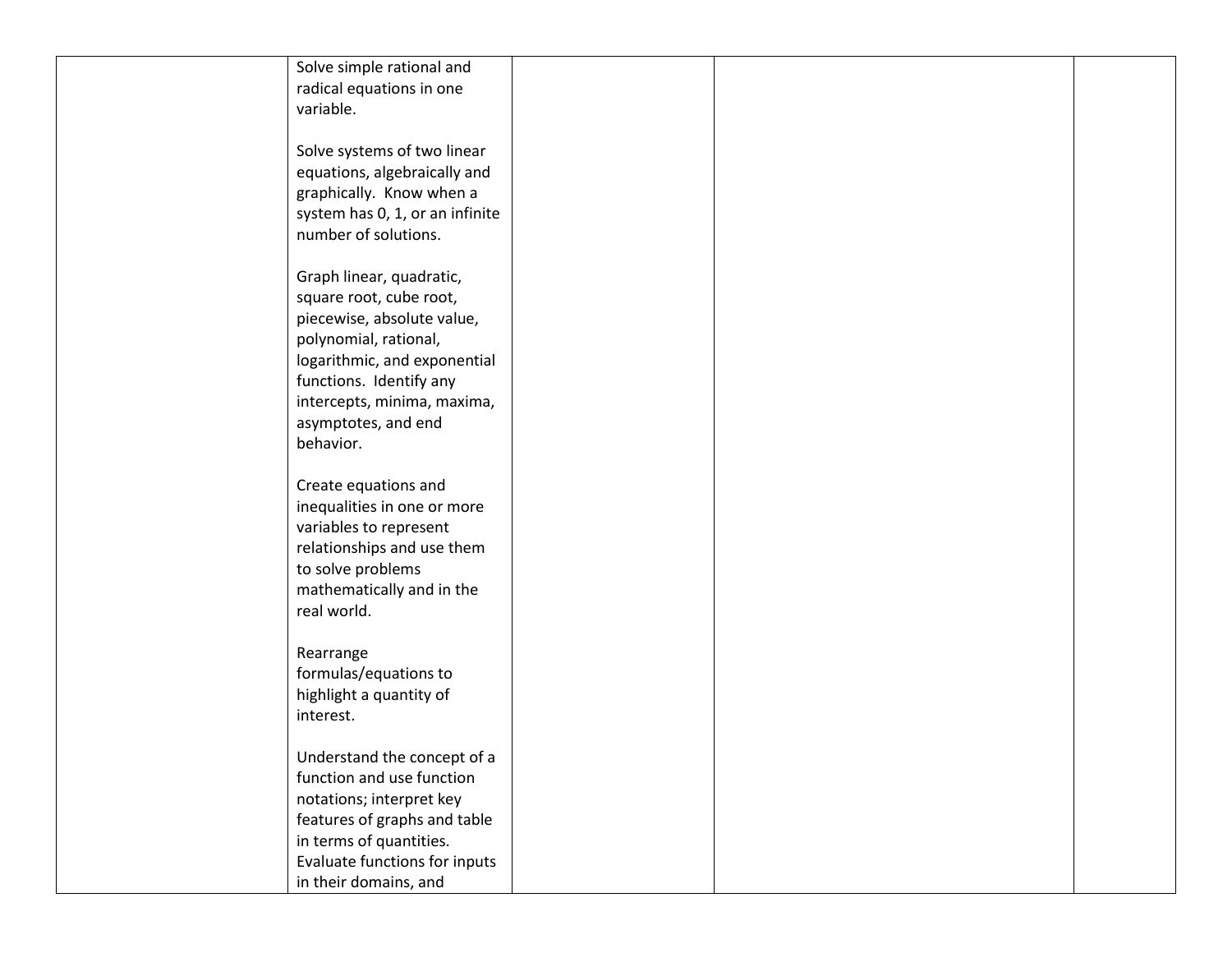| | | | | |
|---|---|---|---|---|
| | Solve simple rational and radical equations in one variable.<br><br>Solve systems of two linear equations, algebraically and graphically. Know when a system has 0, 1, or an infinite number of solutions.<br><br>Graph linear, quadratic, square root, cube root, piecewise, absolute value, polynomial, rational, logarithmic, and exponential functions. Identify any intercepts, minima, maxima, asymptotes, and end behavior.<br><br>Create equations and inequalities in one or more variables to represent relationships and use them to solve problems mathematically and in the real world.<br><br>Rearrange formulas/equations to highlight a quantity of interest.<br><br>Understand the concept of a function and use function notations; interpret key features of graphs and table in terms of quantities. Evaluate functions for inputs in their domains, and | | | |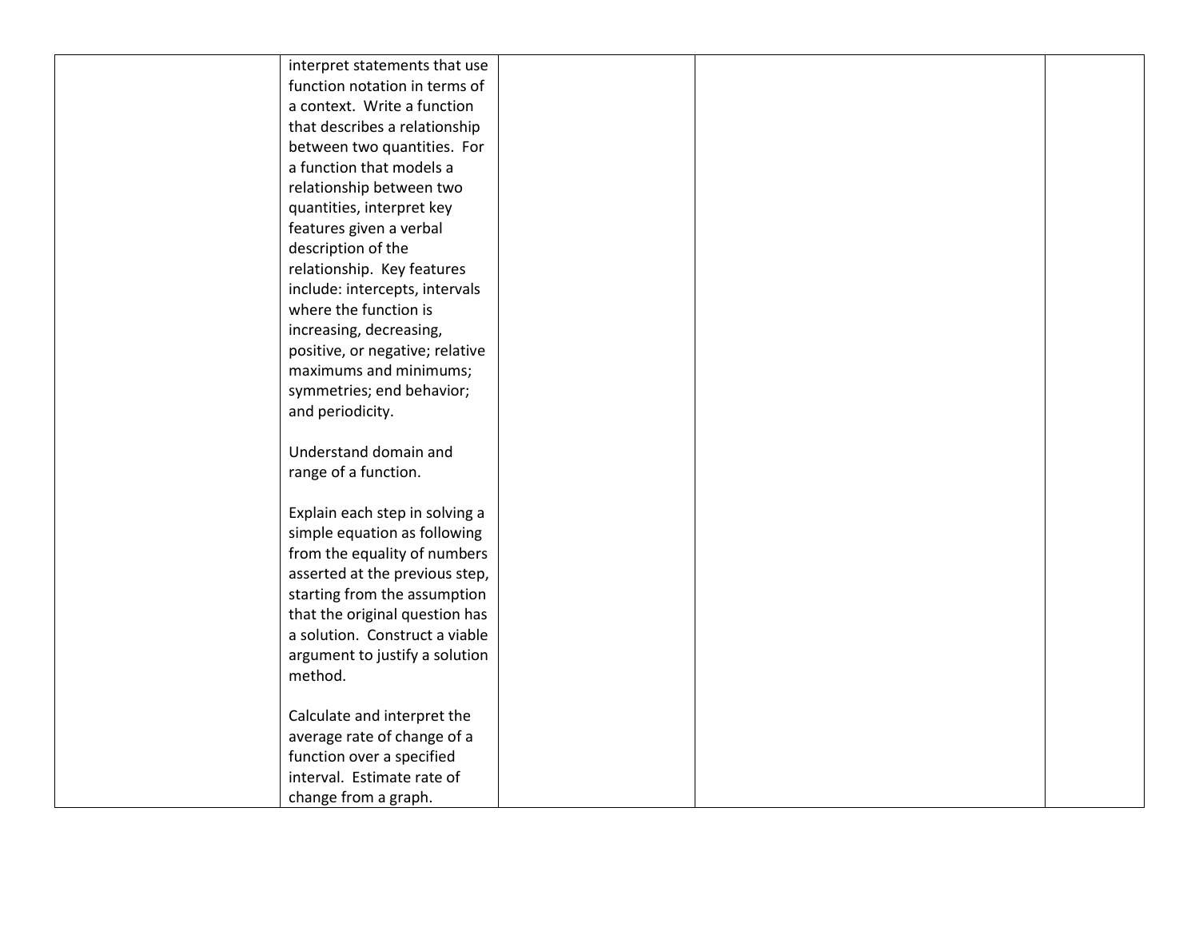| | | | | |
|---|---|---|---|---|
| | interpret statements that use function notation in terms of a context. Write a function that describes a relationship between two quantities. For a function that models a relationship between two quantities, interpret key features given a verbal description of the relationship. Key features include: intercepts, intervals where the function is increasing, decreasing, positive, or negative; relative maximums and minimums; symmetries; end behavior; and periodicity.<br><br>Understand domain and range of a function.<br><br>Explain each step in solving a simple equation as following from the equality of numbers asserted at the previous step, starting from the assumption that the original question has a solution. Construct a viable argument to justify a solution method.<br><br>Calculate and interpret the average rate of change of a function over a specified interval. Estimate rate of change from a graph. | | | |